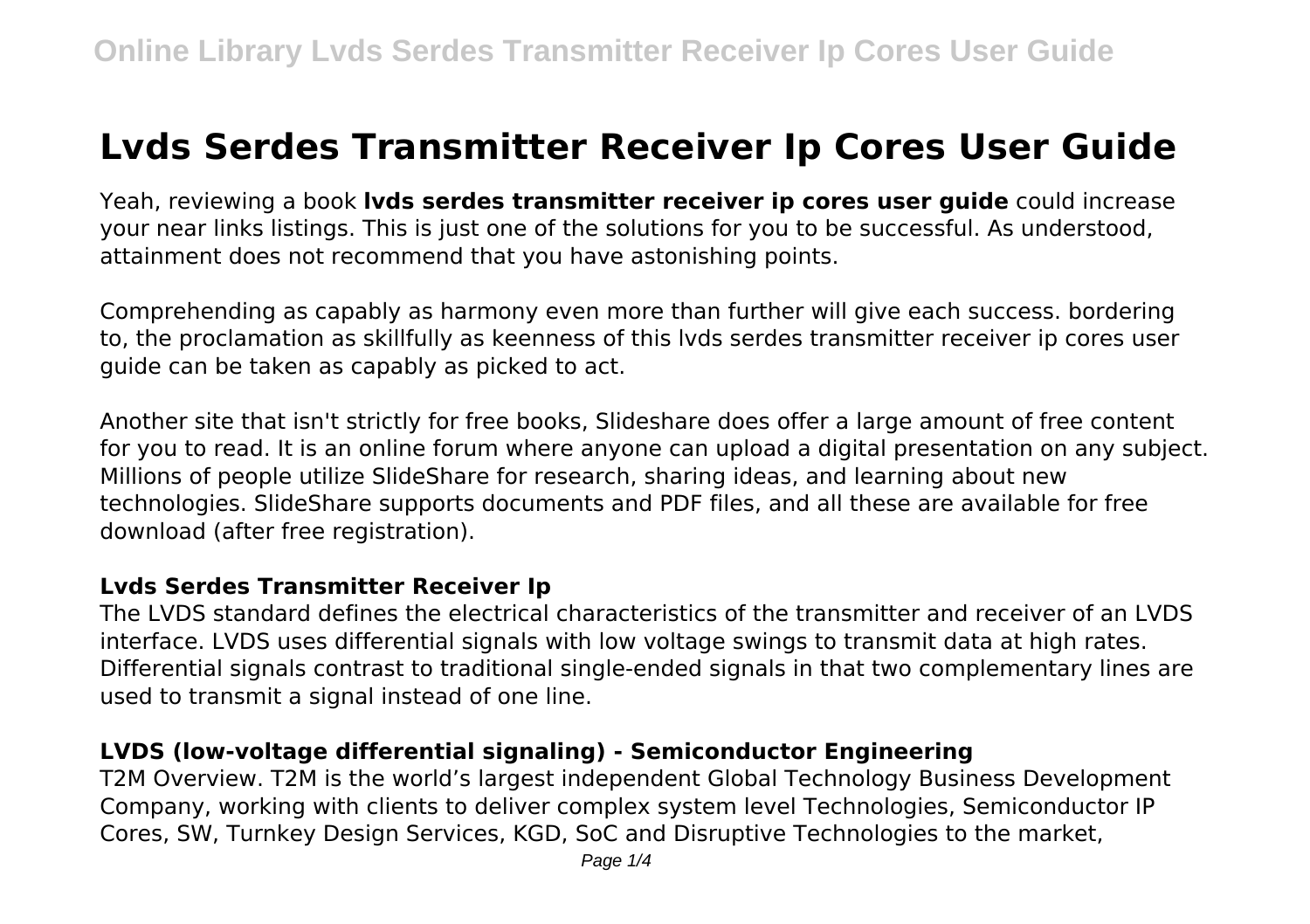# Lvds Serdes Transmitter Receiver Ip Cores User Guide

Yeah, reviewing a book **lvds serdes transmitter receiver ip cores user guide** could increase your near links listings. This is just one of the solutions for you to be successful. As understood, attainment does not recommend that you have astonishing points.

Comprehending as capably as harmony even more than further will give each success. bordering to, the proclamation as skillfully as keenness of this lvds serdes transmitter receiver ip cores user guide can be taken as capably as picked to act.

Another site that isn't strictly for free books, Slideshare does offer a large amount of free content for you to read. It is an online forum where anyone can upload a digital presentation on any subject. Millions of people utilize SlideShare for research, sharing ideas, and learning about new technologies. SlideShare supports documents and PDF files, and all these are available for free download (after free registration).

### Lvds Serdes Transmitter Receiver Ip

The LVDS standard defines the electrical characteristics of the transmitter and receiver of an LVDS interface. LVDS uses differential signals with low voltage swings to transmit data at high rates. Differential signals contrast to traditional single-ended signals in that two complementary lines are used to transmit a signal instead of one line.

### LVDS (low-voltage differential signaling) - Semiconductor Engineering

T2M Overview. T2M is the world's largest independent Global Technology Business Development Company, working with clients to deliver complex system level Technologies, Semiconductor IP Cores, SW, Turnkey Design Services, KGD, SoC and Disruptive Technologies to the market,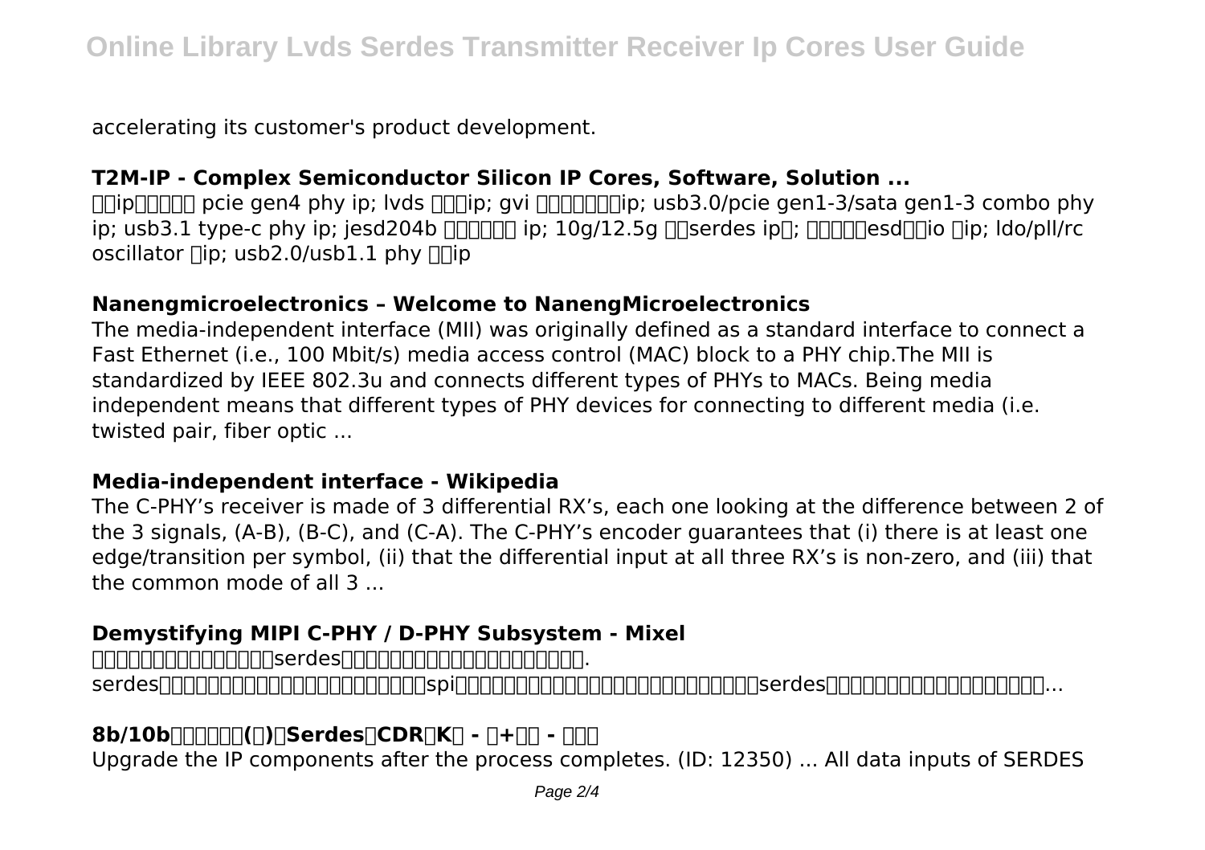accelerating its customer's product development.

**T2M-IP - Complex Semiconductor Silicon IP Cores, Software, Solution ...**

□□ip□□□□□ pcie gen4 phy ip; lvds □□□ip; gvi □□□□□□□ip; usb3.0/pcie gen1-3/sata gen1-3 combo phy ip; usb3.1 type-c phy ip; jesd204b □□□□□□ ip; 10g/12.5g □□serdes ip□; □□□□□esd□□io □ip; ldo/pll/rc oscillator □ip; usb2.0/usb1.1 phy □□ip

**Nanengmicroelectronics – Welcome to NanengMicroelectronics**

The media-independent interface (MII) was originally defined as a standard interface to connect a Fast Ethernet (i.e., 100 Mbit/s) media access control (MAC) block to a PHY chip.The MII is standardized by IEEE 802.3u and connects different types of PHYs to MACs. Being media independent means that different types of PHY devices for connecting to different media (i.e. twisted pair, fiber optic ...

**Media-independent interface - Wikipedia**

The C-PHY's receiver is made of 3 differential RX's, each one looking at the difference between 2 of the 3 signals, (A-B), (B-C), and (C-A). The C-PHY's encoder guarantees that (i) there is at least one edge/transition per symbol, (ii) that the differential input at all three RX's is non-zero, and (iii) that the common mode of all 3 ...

**Demystifying MIPI C-PHY / D-PHY Subsystem - Mixel**

□□□□□□□□□□□□□□serdes□□□□□□□□□□□□□□□□□□□□. serdes□□□□□□□□□□□□□□□□□□□□□□spi□□□□□□□□□□□□□□□□□□□□□□serdes□□□□□□□□□□□□□□□□□□...

**8b/10b□□□□□□(□)□Serdes□CDR□K□ - □+□□ - □□□**

Upgrade the IP components after the process completes. (ID: 12350) ... All data inputs of SERDES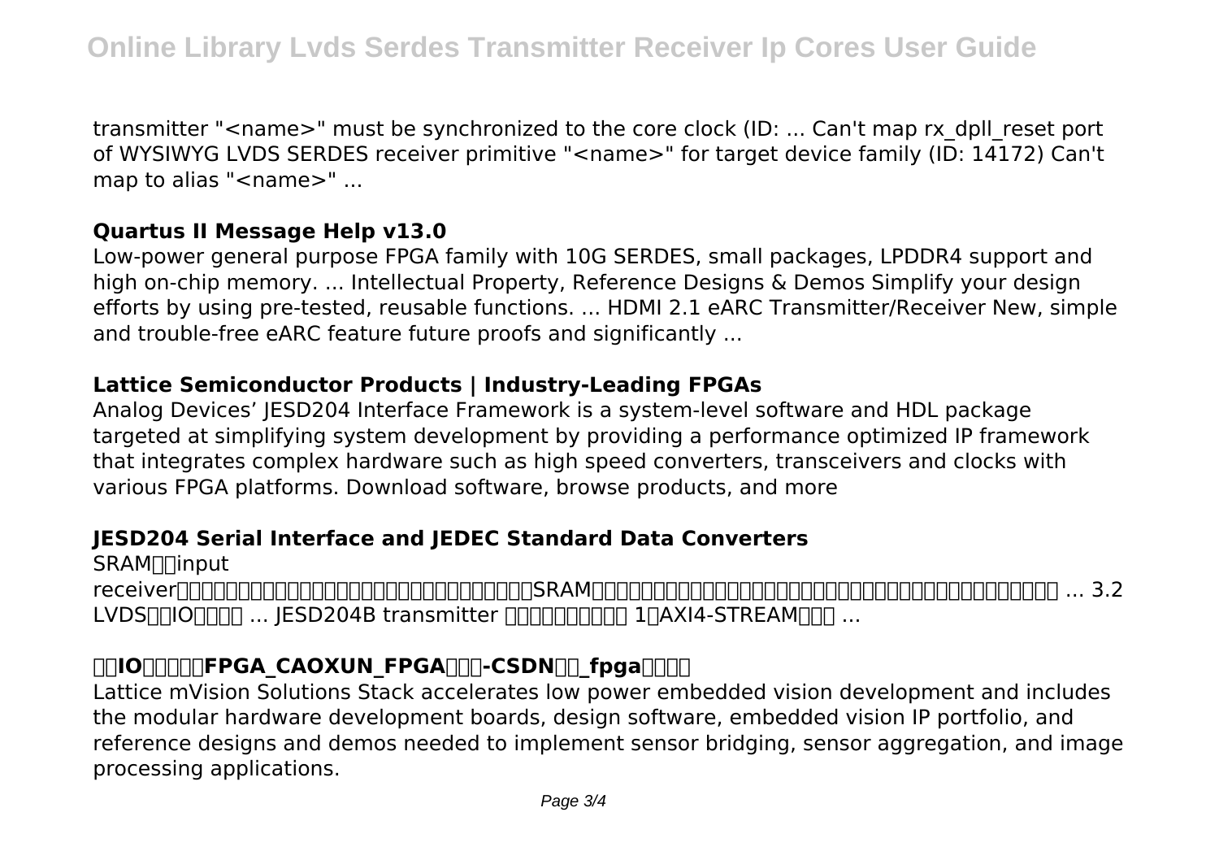transmitter "<name>" must be synchronized to the core clock (ID: ... Can't map rx_dpll_reset port of WYSIWYG LVDS SERDES receiver primitive "<name>" for target device family (ID: 14172) Can't map to alias "<name>" ...

### **Quartus II Message Help v13.0**

Low-power general purpose FPGA family with 10G SERDES, small packages, LPDDR4 support and high on-chip memory. ... Intellectual Property, Reference Designs & Demos Simplify your design efforts by using pre-tested, reusable functions. ... HDMI 2.1 eARC Transmitter/Receiver New, simple and trouble-free eARC feature future proofs and significantly ...

### **Lattice Semiconductor Products | Industry-Leading FPGAs**

Analog Devices' JESD204 Interface Framework is a system-level software and HDL package targeted at simplifying system development by providing a performance optimized IP framework that integrates complex hardware such as high speed converters, transceivers and clocks with various FPGA platforms. Download software, browse products, and more

### **JESD204 Serial Interface and JEDEC Standard Data Converters**

SRAM□□input receiver□□□□□□□□□□□□□□□□□□□□□□□□□□□□SRAM□□□□□□□□□□□□□□□□□□□□□□□□□□□□□□□□□□□□□□□ ... 3.2 LVDS□□IO□□□□□ ... JESD204B transmitter □□□□□□□□□ 1□AXI4-STREAM□□□ ...

### **□□IO□□□□□FPGA_CAOXUN_FPGA□□□-CSDN□□_fpga□□□□**

Lattice mVision Solutions Stack accelerates low power embedded vision development and includes the modular hardware development boards, design software, embedded vision IP portfolio, and reference designs and demos needed to implement sensor bridging, sensor aggregation, and image processing applications.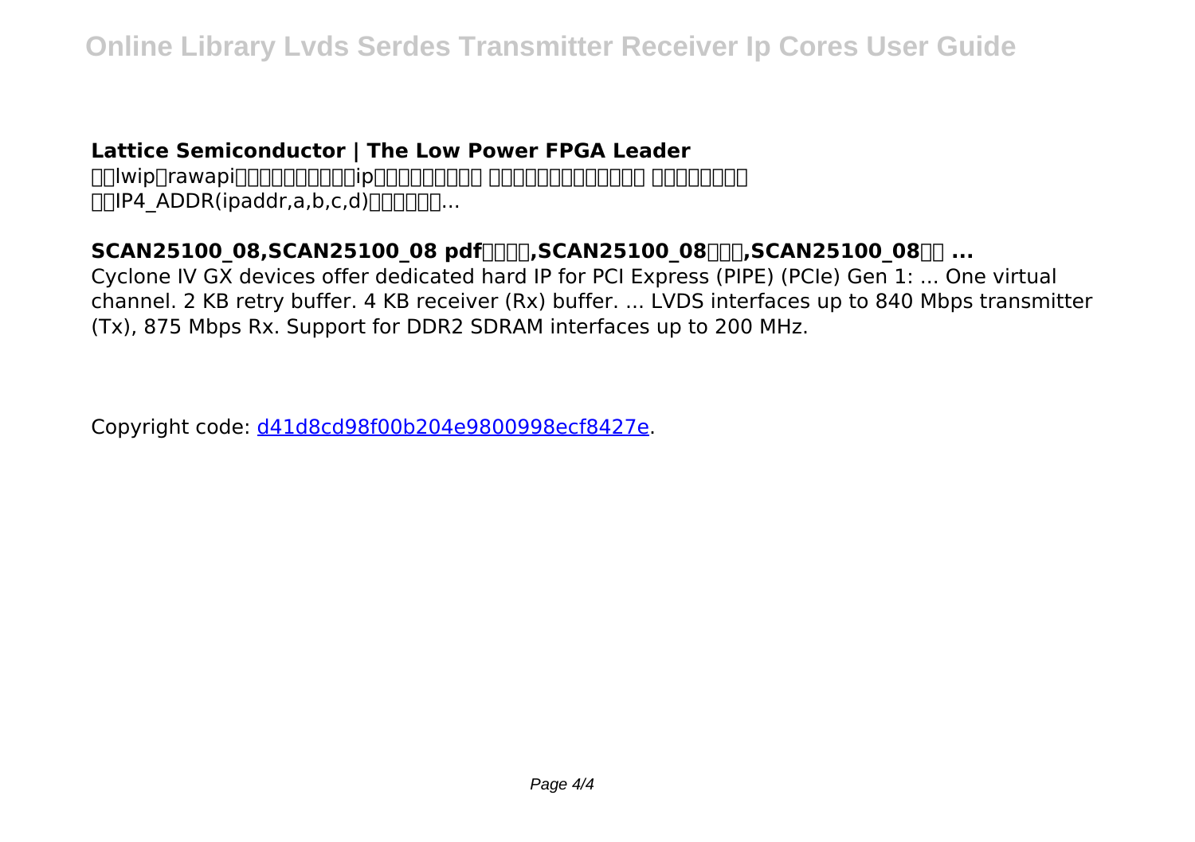**Lattice Semiconductor | The Low Power FPGA Leader**

□□lwip□rawapi□□□□□□□□□□ip□□□□□□□□□ □□□□□□□□□□□□□ □□□□□□□□
□□IP4_ADDR(ipaddr,a,b,c,d)□□□□□□...

**SCAN25100_08,SCAN25100_08 pdf□□□□,SCAN25100_08□□□,SCAN25100_08□□ ...**

Cyclone IV GX devices offer dedicated hard IP for PCI Express (PIPE) (PCIe) Gen 1: ... One virtual channel. 2 KB retry buffer. 4 KB receiver (Rx) buffer. ... LVDS interfaces up to 840 Mbps transmitter (Tx), 875 Mbps Rx. Support for DDR2 SDRAM interfaces up to 200 MHz.

Copyright code: d41d8cd98f00b204e9800998ecf8427e.